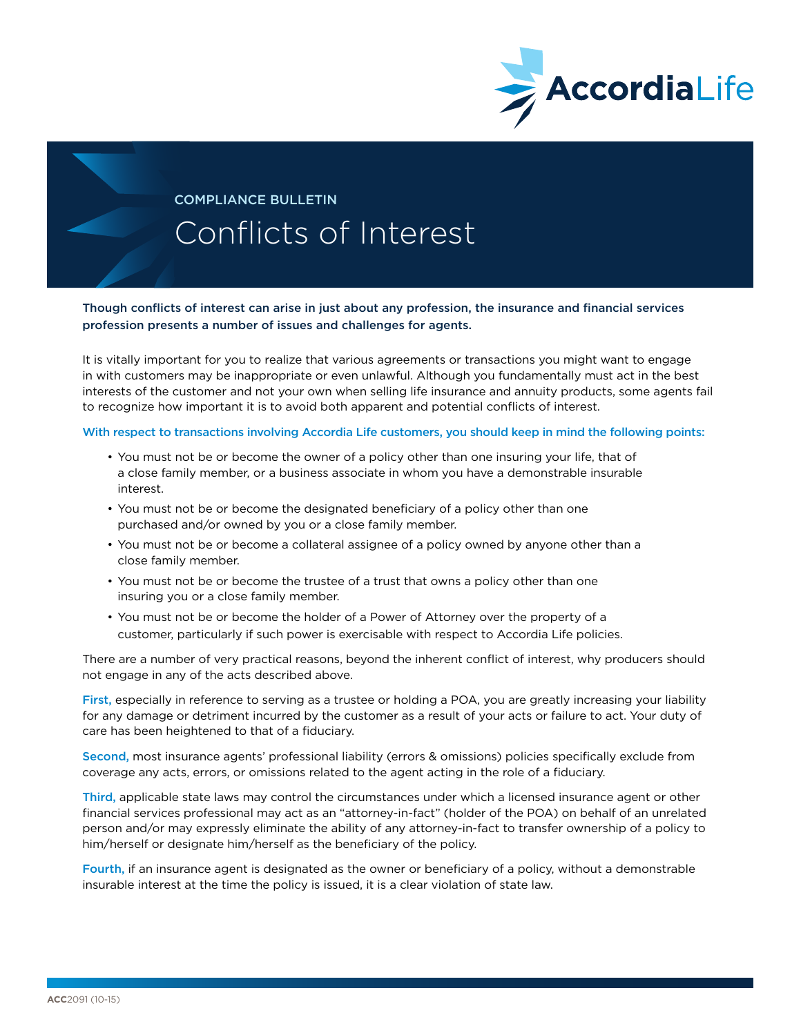AccordiaLife

COMPLIANCE BULLETIN

# Conflicts of Interest

**Though conflicts of interest can arise in just about any profession, the insurance and financial services profession presents a number of issues and challenges for agents.**

It is vitally important for you to realize that various agreements or transactions you might want to engage in with customers may be inappropriate or even unlawful. Although you fundamentally must act in the best interests of the customer and not your own when selling life insurance and annuity products, some agents fail to recognize how important it is to avoid both apparent and potential conflicts of interest.

With respect to transactions involving Accordia Life customers, you should keep in mind the following points:

- You must not be or become the owner of a policy other than one insuring your life, that of a close family member, or a business associate in whom you have a demonstrable insurable interest.
- You must not be or become the designated beneficiary of a policy other than one purchased and/or owned by you or a close family member.
- You must not be or become a collateral assignee of a policy owned by anyone other than a close family member.
- You must not be or become the trustee of a trust that owns a policy other than one insuring you or a close family member.
- You must not be or become the holder of a Power of Attorney over the property of a customer, particularly if such power is exercisable with respect to Accordia Life policies.

There are a number of very practical reasons, beyond the inherent conflict of interest, why producers should not engage in any of the acts described above.

First, especially in reference to serving as a trustee or holding a POA, you are greatly increasing your liability for any damage or detriment incurred by the customer as a result of your acts or failure to act. Your duty of care has been heightened to that of a fiduciary.

Second, most insurance agents' professional liability (errors & omissions) policies specifically exclude from coverage any acts, errors, or omissions related to the agent acting in the role of a fiduciary.

Third, applicable state laws may control the circumstances under which a licensed insurance agent or other financial services professional may act as an "attorney-in-fact" (holder of the POA) on behalf of an unrelated person and/or may expressly eliminate the ability of any attorney-in-fact to transfer ownership of a policy to him/herself or designate him/herself as the beneficiary of the policy.

Fourth, if an insurance agent is designated as the owner or beneficiary of a policy, without a demonstrable insurable interest at the time the policy is issued, it is a clear violation of state law.

ACC2091 (10-15)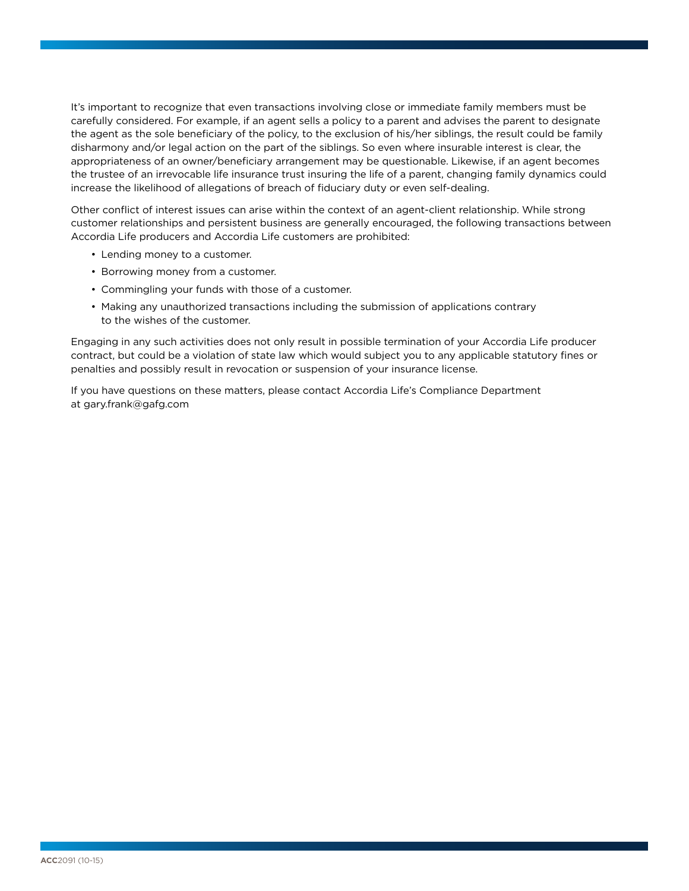It's important to recognize that even transactions involving close or immediate family members must be carefully considered. For example, if an agent sells a policy to a parent and advises the parent to designate the agent as the sole beneficiary of the policy, to the exclusion of his/her siblings, the result could be family disharmony and/or legal action on the part of the siblings. So even where insurable interest is clear, the appropriateness of an owner/beneficiary arrangement may be questionable. Likewise, if an agent becomes the trustee of an irrevocable life insurance trust insuring the life of a parent, changing family dynamics could increase the likelihood of allegations of breach of fiduciary duty or even self-dealing.

Other conflict of interest issues can arise within the context of an agent-client relationship. While strong customer relationships and persistent business are generally encouraged, the following transactions between Accordia Life producers and Accordia Life customers are prohibited:

- Lending money to a customer.
- Borrowing money from a customer.
- Commingling your funds with those of a customer.
- Making any unauthorized transactions including the submission of applications contrary to the wishes of the customer.

Engaging in any such activities does not only result in possible termination of your Accordia Life producer contract, but could be a violation of state law which would subject you to any applicable statutory fines or penalties and possibly result in revocation or suspension of your insurance license.

If you have questions on these matters, please contact Accordia Life's Compliance Department at gary.frank@gafg.com

**ACC**2091 (10-15)